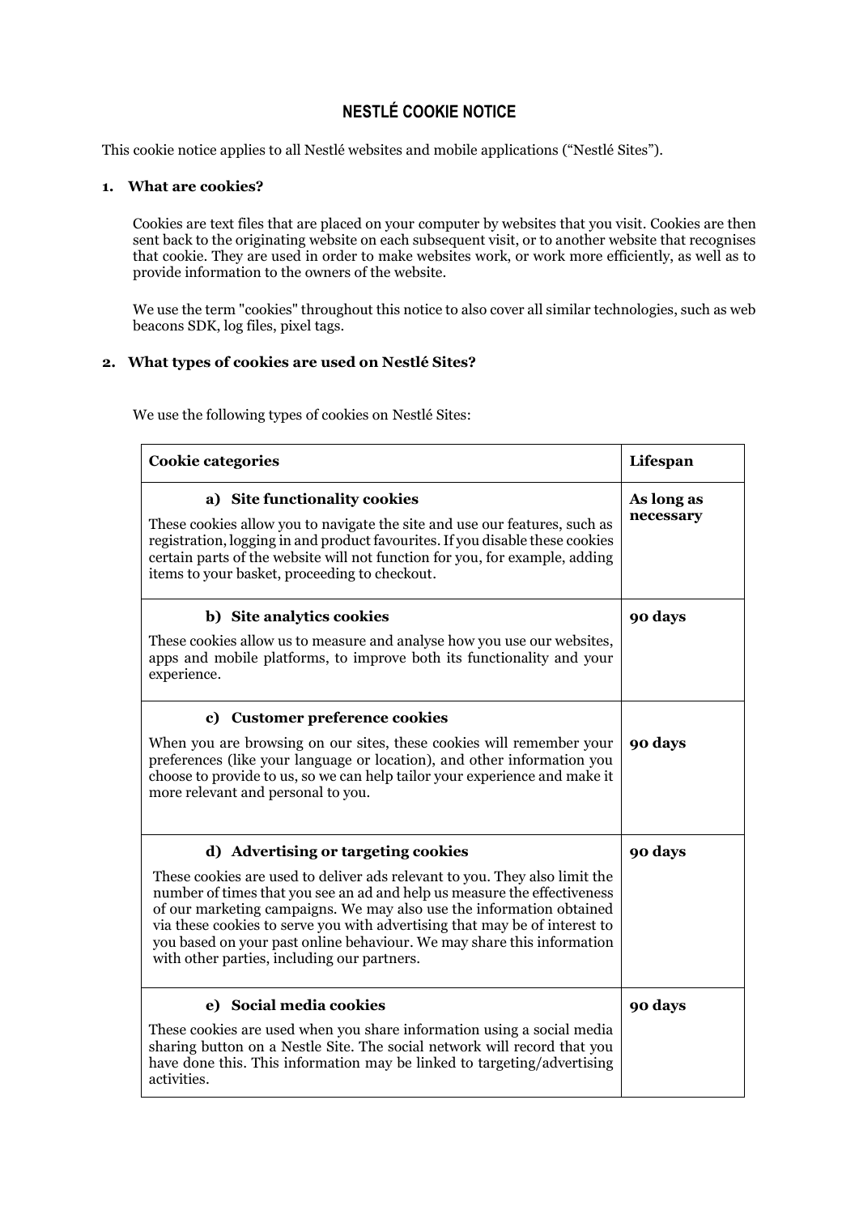# NESTLÉ COOKIE NOTICE

This cookie notice applies to all Nestlé websites and mobile applications ("Nestlé Sites").

## 1. What are cookies?

Cookies are text files that are placed on your computer by websites that you visit. Cookies are then sent back to the originating website on each subsequent visit, or to another website that recognises that cookie. They are used in order to make websites work, or work more efficiently, as well as to provide information to the owners of the website.

We use the term "cookies" throughout this notice to also cover all similar technologies, such as web beacons SDK, log files, pixel tags.

## 2. What types of cookies are used on Nestlé Sites?

We use the following types of cookies on Nestlé Sites:

| **Cookie categories** | **Lifespan** |
|---|---|
| **a) Site functionality cookies**<br>These cookies allow you to navigate the site and use our features, such as registration, logging in and product favourites. If you disable these cookies certain parts of the website will not function for you, for example, adding items to your basket, proceeding to checkout. | **As long as necessary** |
| **b) Site analytics cookies**<br>These cookies allow us to measure and analyse how you use our websites, apps and mobile platforms, to improve both its functionality and your experience. | **90 days** |
| **c) Customer preference cookies**<br>When you are browsing on our sites, these cookies will remember your preferences (like your language or location), and other information you choose to provide to us, so we can help tailor your experience and make it more relevant and personal to you. | **90 days** |
| **d) Advertising or targeting cookies**<br>These cookies are used to deliver ads relevant to you. They also limit the number of times that you see an ad and help us measure the effectiveness of our marketing campaigns. We may also use the information obtained via these cookies to serve you with advertising that may be of interest to you based on your past online behaviour. We may share this information with other parties, including our partners. | **90 days** |
| **e) Social media cookies**<br>These cookies are used when you share information using a social media sharing button on a Nestle Site. The social network will record that you have done this. This information may be linked to targeting/advertising activities. | **90 days** |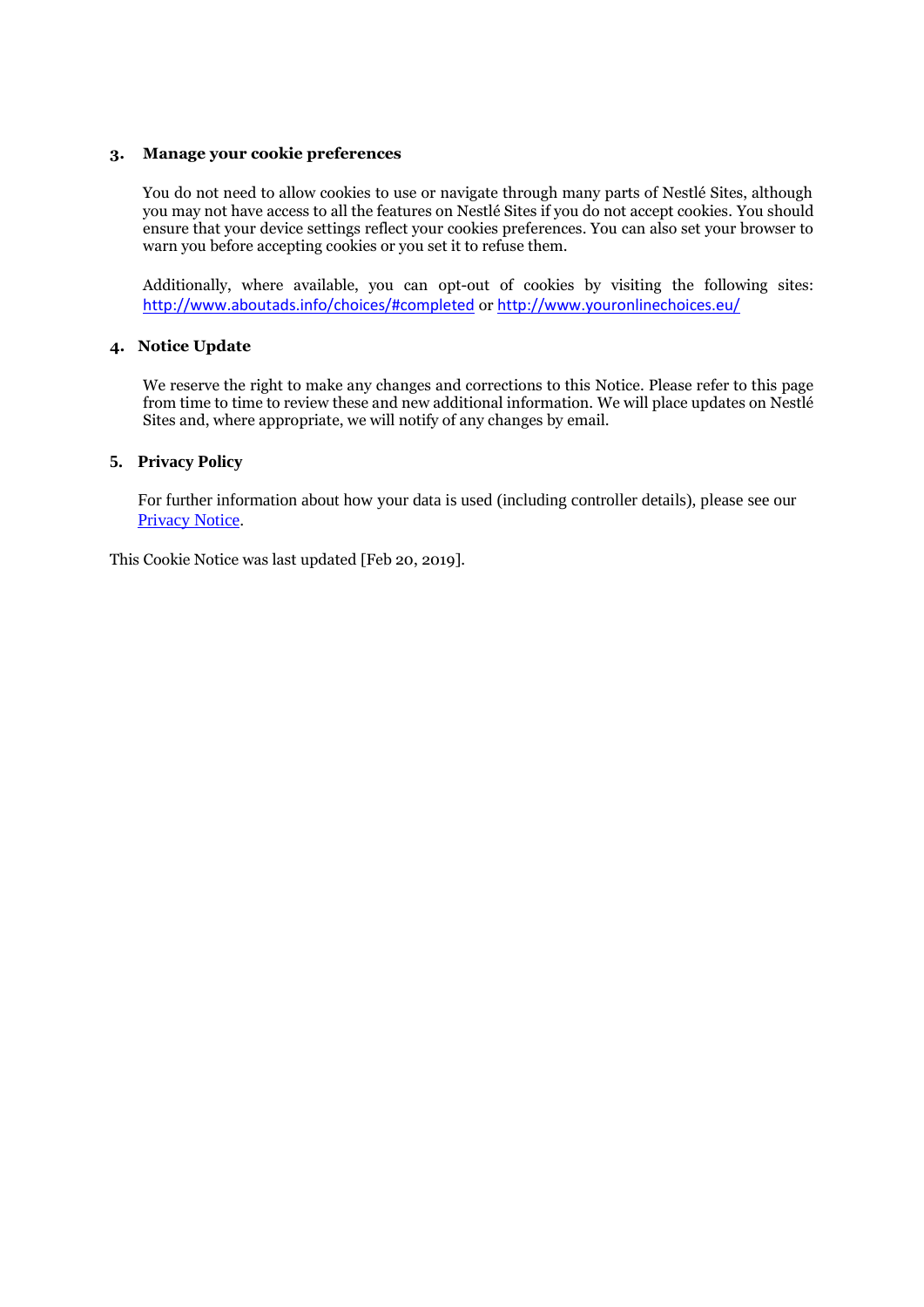### 3. Manage your cookie preferences

You do not need to allow cookies to use or navigate through many parts of Nestlé Sites, although you may not have access to all the features on Nestlé Sites if you do not accept cookies. You should ensure that your device settings reflect your cookies preferences. You can also set your browser to warn you before accepting cookies or you set it to refuse them.

Additionally, where available, you can opt-out of cookies by visiting the following sites: [http://www.aboutads.info/choices/#completed](http://www.aboutads.info/choices/#completed) or [http://www.youronlinechoices.eu/](http://www.youronlinechoices.eu/)

### 4. Notice Update

We reserve the right to make any changes and corrections to this Notice. Please refer to this page from time to time to review these and new additional information. We will place updates on Nestlé Sites and, where appropriate, we will notify of any changes by email.

### 5. Privacy Policy

For further information about how your data is used (including controller details), please see our [Privacy Notice](Privacy Notice).

This Cookie Notice was last updated [Feb 20, 2019].